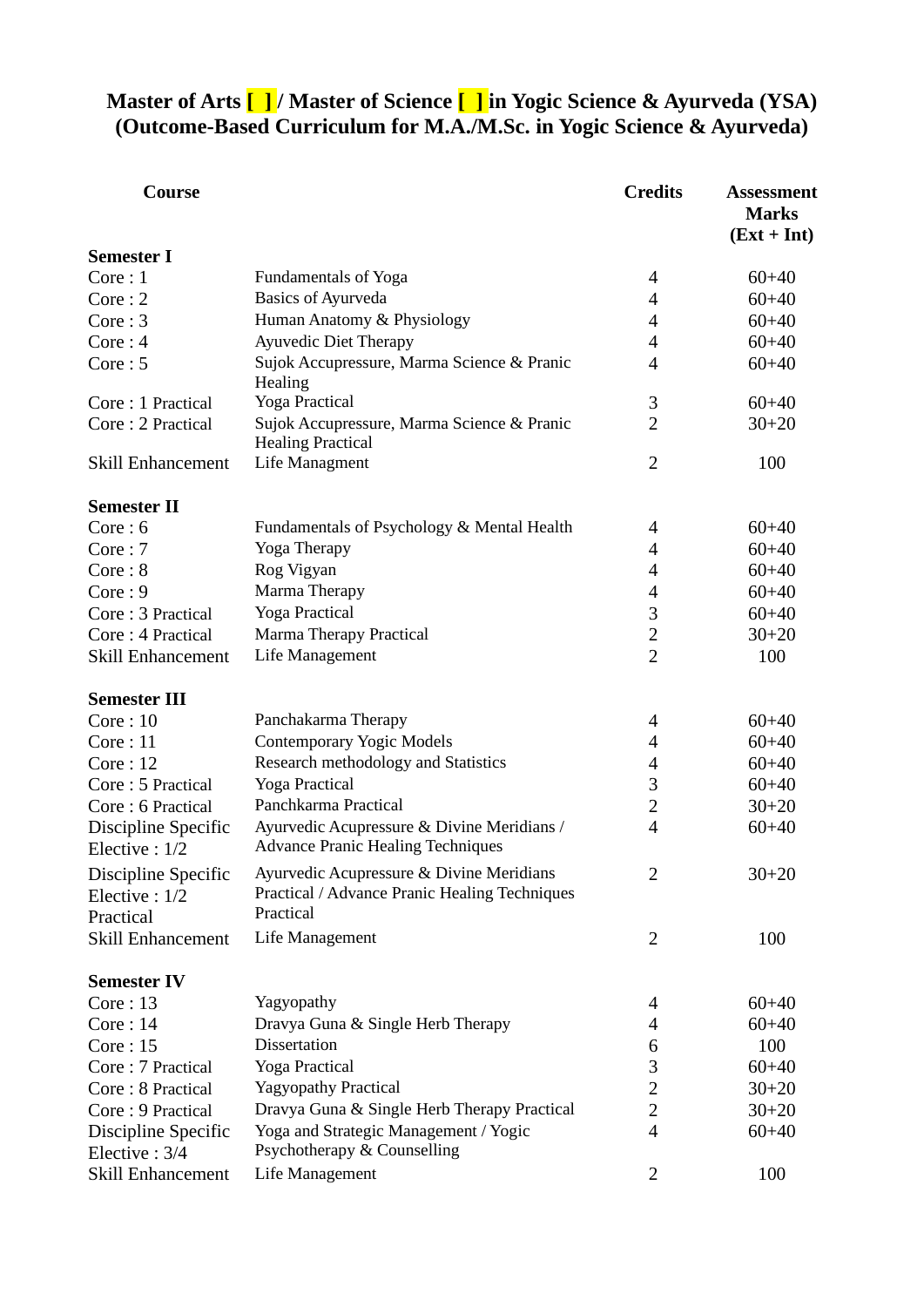# Master of Arts [ ] / Master of Science [ ] in Yogic Science & Ayurveda (YSA)
## (Outcome-Based Curriculum for M.A./M.Sc. in Yogic Science & Ayurveda)

| Course | | Credits | Assessment Marks (Ext + Int) |
|---|---|---|---|
| **Semester I** | | | |
| Core : 1 | Fundamentals of Yoga | 4 | 60+40 |
| Core : 2 | Basics of Ayurveda | 4 | 60+40 |
| Core : 3 | Human Anatomy & Physiology | 4 | 60+40 |
| Core : 4 | Ayuvedic Diet Therapy | 4 | 60+40 |
| Core : 5 | Sujok Accupressure, Marma Science & Pranic Healing | 4 | 60+40 |
| Core : 1 Practical | Yoga Practical | 3 | 60+40 |
| Core : 2 Practical | Sujok Accupressure, Marma Science & Pranic Healing Practical | 2 | 30+20 |
| Skill Enhancement | Life Managment | 2 | 100 |
| **Semester II** | | | |
| Core : 6 | Fundamentals of Psychology & Mental Health | 4 | 60+40 |
| Core : 7 | Yoga Therapy | 4 | 60+40 |
| Core : 8 | Rog Vigyan | 4 | 60+40 |
| Core : 9 | Marma Therapy | 4 | 60+40 |
| Core : 3 Practical | Yoga Practical | 3 | 60+40 |
| Core : 4 Practical | Marma Therapy Practical | 2 | 30+20 |
| Skill Enhancement | Life Management | 2 | 100 |
| **Semester III** | | | |
| Core : 10 | Panchakarma Therapy | 4 | 60+40 |
| Core : 11 | Contemporary Yogic Models | 4 | 60+40 |
| Core : 12 | Research methodology and Statistics | 4 | 60+40 |
| Core : 5 Practical | Yoga Practical | 3 | 60+40 |
| Core : 6 Practical | Panchkarma Practical | 2 | 30+20 |
| Discipline Specific Elective : 1/2 | Ayurvedic Acupressure & Divine Meridians / Advance Pranic Healing Techniques | 4 | 60+40 |
| Discipline Specific Elective : 1/2 Practical | Ayurvedic Acupressure & Divine Meridians Practical / Advance Pranic Healing Techniques Practical | 2 | 30+20 |
| Skill Enhancement | Life Management | 2 | 100 |
| **Semester IV** | | | |
| Core : 13 | Yagyopathy | 4 | 60+40 |
| Core : 14 | Dravya Guna & Single Herb Therapy | 4 | 60+40 |
| Core : 15 | Dissertation | 6 | 100 |
| Core : 7 Practical | Yoga Practical | 3 | 60+40 |
| Core : 8 Practical | Yagyopathy Practical | 2 | 30+20 |
| Core : 9 Practical | Dravya Guna & Single Herb Therapy Practical | 2 | 30+20 |
| Discipline Specific Elective : 3/4 | Yoga and Strategic Management / Yogic Psychotherapy & Counselling | 4 | 60+40 |
| Skill Enhancement | Life Management | 2 | 100 |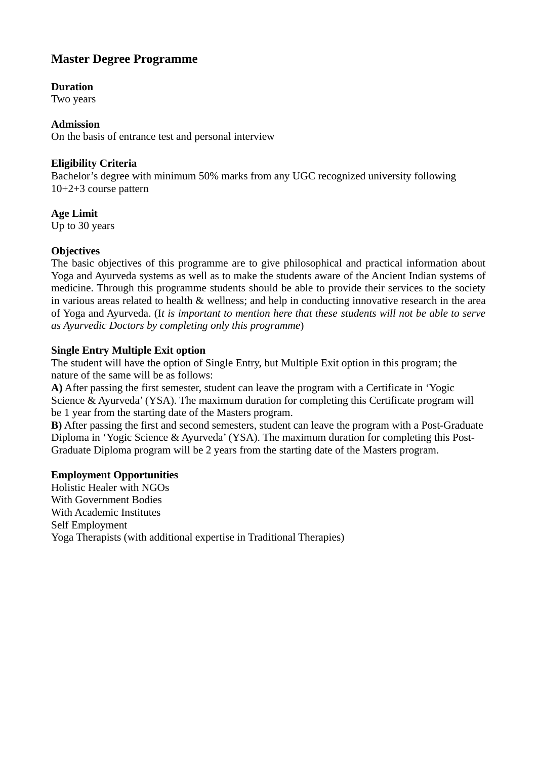## Master Degree Programme

**Duration**
Two years

**Admission**
On the basis of entrance test and personal interview

**Eligibility Criteria**
Bachelor's degree with minimum 50% marks from any UGC recognized university following 10+2+3 course pattern

**Age Limit**
Up to 30 years

**Objectives**
The basic objectives of this programme are to give philosophical and practical information about Yoga and Ayurveda systems as well as to make the students aware of the Ancient Indian systems of medicine. Through this programme students should be able to provide their services to the society in various areas related to health & wellness; and help in conducting innovative research in the area of Yoga and Ayurveda. (I*t is important to mention here that these students will not be able to serve as Ayurvedic Doctors by completing only this programme*)

**Single Entry Multiple Exit option**
The student will have the option of Single Entry, but Multiple Exit option in this program; the nature of the same will be as follows:
**A)** After passing the first semester, student can leave the program with a Certificate in 'Yogic Science & Ayurveda' (YSA). The maximum duration for completing this Certificate program will be 1 year from the starting date of the Masters program.
**B)** After passing the first and second semesters, student can leave the program with a Post-Graduate Diploma in 'Yogic Science & Ayurveda' (YSA). The maximum duration for completing this Post-Graduate Diploma program will be 2 years from the starting date of the Masters program.

**Employment Opportunities**
Holistic Healer with NGOs
With Government Bodies
With Academic Institutes
Self Employment
Yoga Therapists (with additional expertise in Traditional Therapies)